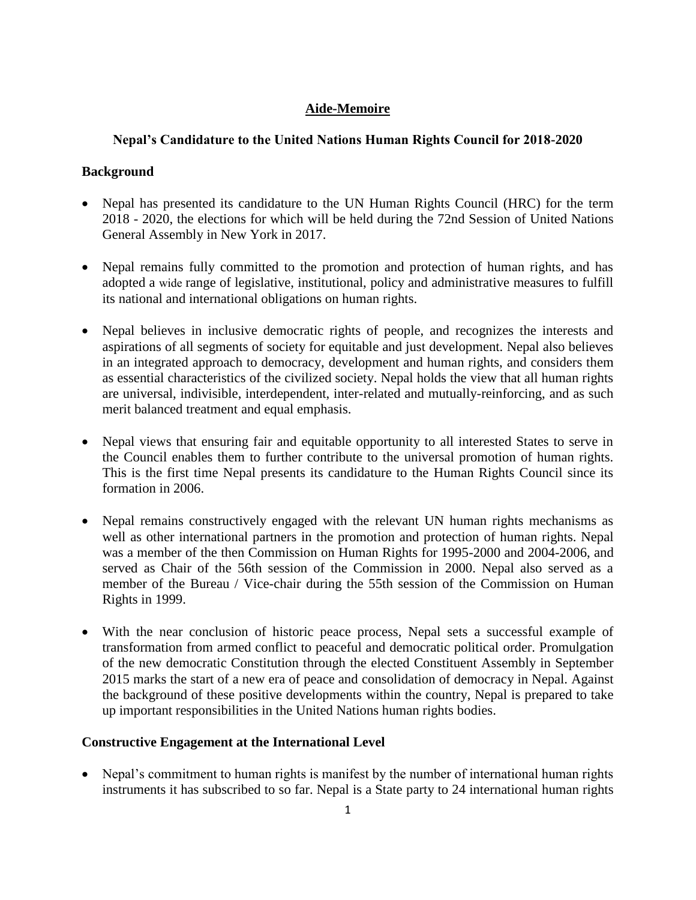# Aide-Memoire

## Nepal's Candidature to the United Nations Human Rights Council for 2018-2020

### Background

- Nepal has presented its candidature to the UN Human Rights Council (HRC) for the term 2018 - 2020, the elections for which will be held during the 72nd Session of United Nations General Assembly in New York in 2017.

- Nepal remains fully committed to the promotion and protection of human rights, and has adopted a wide range of legislative, institutional, policy and administrative measures to fulfill its national and international obligations on human rights.

- Nepal believes in inclusive democratic rights of people, and recognizes the interests and aspirations of all segments of society for equitable and just development. Nepal also believes in an integrated approach to democracy, development and human rights, and considers them as essential characteristics of the civilized society. Nepal holds the view that all human rights are universal, indivisible, interdependent, inter-related and mutually-reinforcing, and as such merit balanced treatment and equal emphasis.

- Nepal views that ensuring fair and equitable opportunity to all interested States to serve in the Council enables them to further contribute to the universal promotion of human rights. This is the first time Nepal presents its candidature to the Human Rights Council since its formation in 2006.

- Nepal remains constructively engaged with the relevant UN human rights mechanisms as well as other international partners in the promotion and protection of human rights. Nepal was a member of the then Commission on Human Rights for 1995-2000 and 2004-2006, and served as Chair of the 56th session of the Commission in 2000. Nepal also served as a member of the Bureau / Vice-chair during the 55th session of the Commission on Human Rights in 1999.

- With the near conclusion of historic peace process, Nepal sets a successful example of transformation from armed conflict to peaceful and democratic political order. Promulgation of the new democratic Constitution through the elected Constituent Assembly in September 2015 marks the start of a new era of peace and consolidation of democracy in Nepal. Against the background of these positive developments within the country, Nepal is prepared to take up important responsibilities in the United Nations human rights bodies.

### Constructive Engagement at the International Level

- Nepal's commitment to human rights is manifest by the number of international human rights instruments it has subscribed to so far. Nepal is a State party to 24 international human rights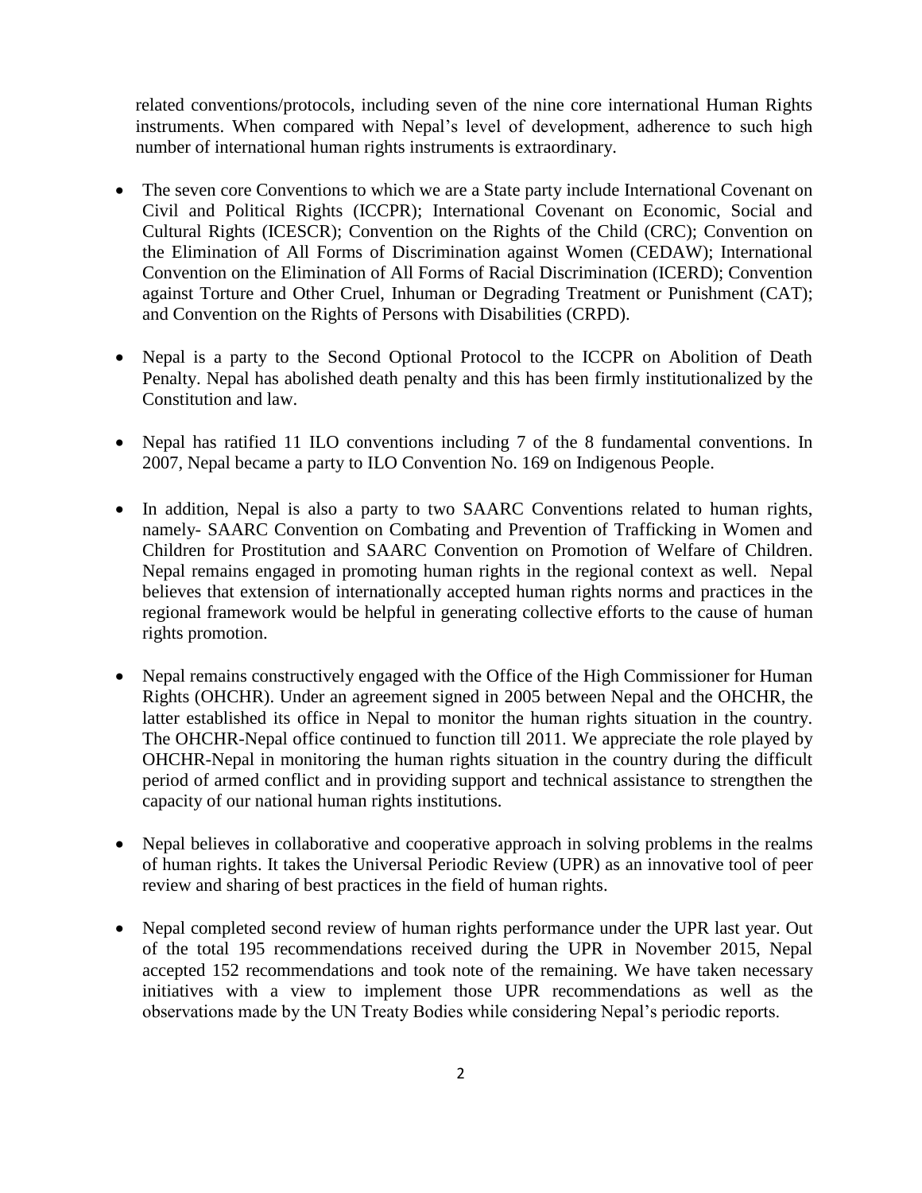related conventions/protocols, including seven of the nine core international Human Rights instruments. When compared with Nepal's level of development, adherence to such high number of international human rights instruments is extraordinary.

- The seven core Conventions to which we are a State party include International Covenant on Civil and Political Rights (ICCPR); International Covenant on Economic, Social and Cultural Rights (ICESCR); Convention on the Rights of the Child (CRC); Convention on the Elimination of All Forms of Discrimination against Women (CEDAW); International Convention on the Elimination of All Forms of Racial Discrimination (ICERD); Convention against Torture and Other Cruel, Inhuman or Degrading Treatment or Punishment (CAT); and Convention on the Rights of Persons with Disabilities (CRPD).

- Nepal is a party to the Second Optional Protocol to the ICCPR on Abolition of Death Penalty. Nepal has abolished death penalty and this has been firmly institutionalized by the Constitution and law.

- Nepal has ratified 11 ILO conventions including 7 of the 8 fundamental conventions. In 2007, Nepal became a party to ILO Convention No. 169 on Indigenous People.

- In addition, Nepal is also a party to two SAARC Conventions related to human rights, namely- SAARC Convention on Combating and Prevention of Trafficking in Women and Children for Prostitution and SAARC Convention on Promotion of Welfare of Children. Nepal remains engaged in promoting human rights in the regional context as well. Nepal believes that extension of internationally accepted human rights norms and practices in the regional framework would be helpful in generating collective efforts to the cause of human rights promotion.

- Nepal remains constructively engaged with the Office of the High Commissioner for Human Rights (OHCHR). Under an agreement signed in 2005 between Nepal and the OHCHR, the latter established its office in Nepal to monitor the human rights situation in the country. The OHCHR-Nepal office continued to function till 2011. We appreciate the role played by OHCHR-Nepal in monitoring the human rights situation in the country during the difficult period of armed conflict and in providing support and technical assistance to strengthen the capacity of our national human rights institutions.

- Nepal believes in collaborative and cooperative approach in solving problems in the realms of human rights. It takes the Universal Periodic Review (UPR) as an innovative tool of peer review and sharing of best practices in the field of human rights.

- Nepal completed second review of human rights performance under the UPR last year. Out of the total 195 recommendations received during the UPR in November 2015, Nepal accepted 152 recommendations and took note of the remaining. We have taken necessary initiatives with a view to implement those UPR recommendations as well as the observations made by the UN Treaty Bodies while considering Nepal's periodic reports.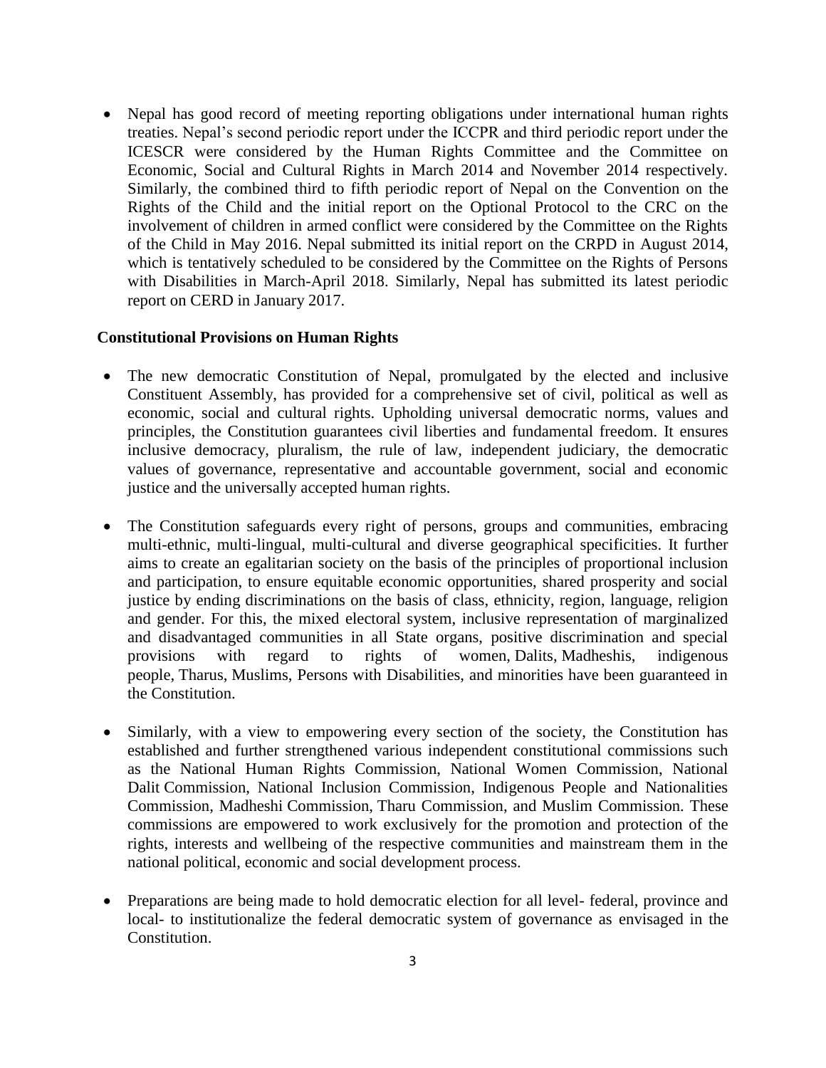- Nepal has good record of meeting reporting obligations under international human rights treaties. Nepal's second periodic report under the ICCPR and third periodic report under the ICESCR were considered by the Human Rights Committee and the Committee on Economic, Social and Cultural Rights in March 2014 and November 2014 respectively. Similarly, the combined third to fifth periodic report of Nepal on the Convention on the Rights of the Child and the initial report on the Optional Protocol to the CRC on the involvement of children in armed conflict were considered by the Committee on the Rights of the Child in May 2016. Nepal submitted its initial report on the CRPD in August 2014, which is tentatively scheduled to be considered by the Committee on the Rights of Persons with Disabilities in March-April 2018. Similarly, Nepal has submitted its latest periodic report on CERD in January 2017.

**Constitutional Provisions on Human Rights**

- The new democratic Constitution of Nepal, promulgated by the elected and inclusive Constituent Assembly, has provided for a comprehensive set of civil, political as well as economic, social and cultural rights. Upholding universal democratic norms, values and principles, the Constitution guarantees civil liberties and fundamental freedom. It ensures inclusive democracy, pluralism, the rule of law, independent judiciary, the democratic values of governance, representative and accountable government, social and economic justice and the universally accepted human rights.

- The Constitution safeguards every right of persons, groups and communities, embracing multi-ethnic, multi-lingual, multi-cultural and diverse geographical specificities. It further aims to create an egalitarian society on the basis of the principles of proportional inclusion and participation, to ensure equitable economic opportunities, shared prosperity and social justice by ending discriminations on the basis of class, ethnicity, region, language, religion and gender. For this, the mixed electoral system, inclusive representation of marginalized and disadvantaged communities in all State organs, positive discrimination and special provisions with regard to rights of women, Dalits, Madheshis, indigenous people, Tharus, Muslims, Persons with Disabilities, and minorities have been guaranteed in the Constitution.

- Similarly, with a view to empowering every section of the society, the Constitution has established and further strengthened various independent constitutional commissions such as the National Human Rights Commission, National Women Commission, National Dalit Commission, National Inclusion Commission, Indigenous People and Nationalities Commission, Madheshi Commission, Tharu Commission, and Muslim Commission. These commissions are empowered to work exclusively for the promotion and protection of the rights, interests and wellbeing of the respective communities and mainstream them in the national political, economic and social development process.

- Preparations are being made to hold democratic election for all level- federal, province and local- to institutionalize the federal democratic system of governance as envisaged in the Constitution.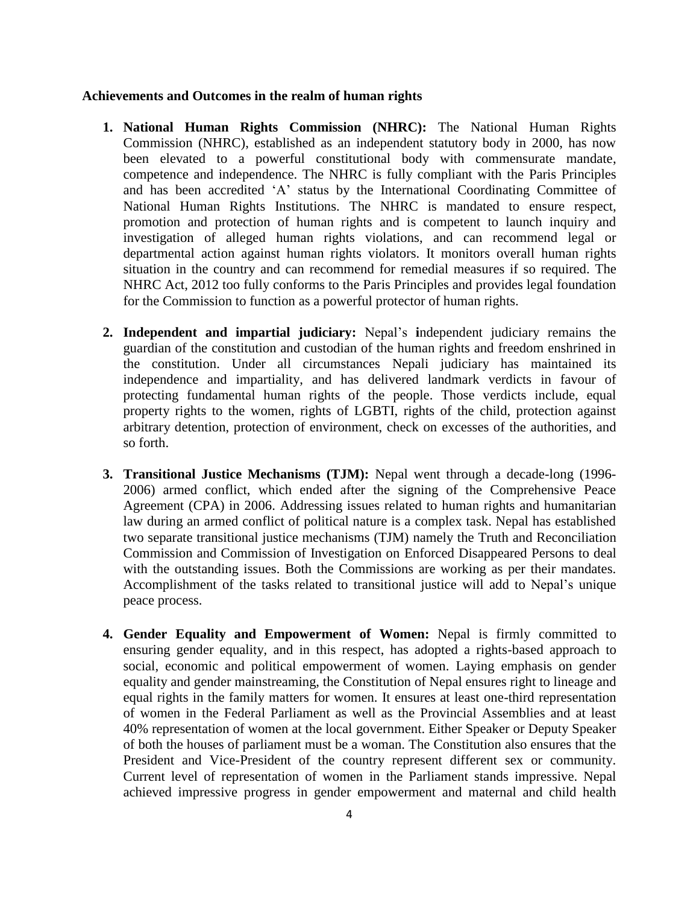**Achievements and Outcomes in the realm of human rights**

1. **National Human Rights Commission (NHRC):** The National Human Rights Commission (NHRC), established as an independent statutory body in 2000, has now been elevated to a powerful constitutional body with commensurate mandate, competence and independence. The NHRC is fully compliant with the Paris Principles and has been accredited 'A' status by the International Coordinating Committee of National Human Rights Institutions. The NHRC is mandated to ensure respect, promotion and protection of human rights and is competent to launch inquiry and investigation of alleged human rights violations, and can recommend legal or departmental action against human rights violators. It monitors overall human rights situation in the country and can recommend for remedial measures if so required. The NHRC Act, 2012 too fully conforms to the Paris Principles and provides legal foundation for the Commission to function as a powerful protector of human rights.

2. **Independent and impartial judiciary:** Nepal's **i**ndependent judiciary remains the guardian of the constitution and custodian of the human rights and freedom enshrined in the constitution. Under all circumstances Nepali judiciary has maintained its independence and impartiality, and has delivered landmark verdicts in favour of protecting fundamental human rights of the people. Those verdicts include, equal property rights to the women, rights of LGBTI, rights of the child, protection against arbitrary detention, protection of environment, check on excesses of the authorities, and so forth.

3. **Transitional Justice Mechanisms (TJM):** Nepal went through a decade-long (1996-2006) armed conflict, which ended after the signing of the Comprehensive Peace Agreement (CPA) in 2006. Addressing issues related to human rights and humanitarian law during an armed conflict of political nature is a complex task. Nepal has established two separate transitional justice mechanisms (TJM) namely the Truth and Reconciliation Commission and Commission of Investigation on Enforced Disappeared Persons to deal with the outstanding issues. Both the Commissions are working as per their mandates. Accomplishment of the tasks related to transitional justice will add to Nepal's unique peace process.

4. **Gender Equality and Empowerment of Women:** Nepal is firmly committed to ensuring gender equality, and in this respect, has adopted a rights-based approach to social, economic and political empowerment of women. Laying emphasis on gender equality and gender mainstreaming, the Constitution of Nepal ensures right to lineage and equal rights in the family matters for women. It ensures at least one-third representation of women in the Federal Parliament as well as the Provincial Assemblies and at least 40% representation of women at the local government. Either Speaker or Deputy Speaker of both the houses of parliament must be a woman. The Constitution also ensures that the President and Vice-President of the country represent different sex or community. Current level of representation of women in the Parliament stands impressive. Nepal achieved impressive progress in gender empowerment and maternal and child health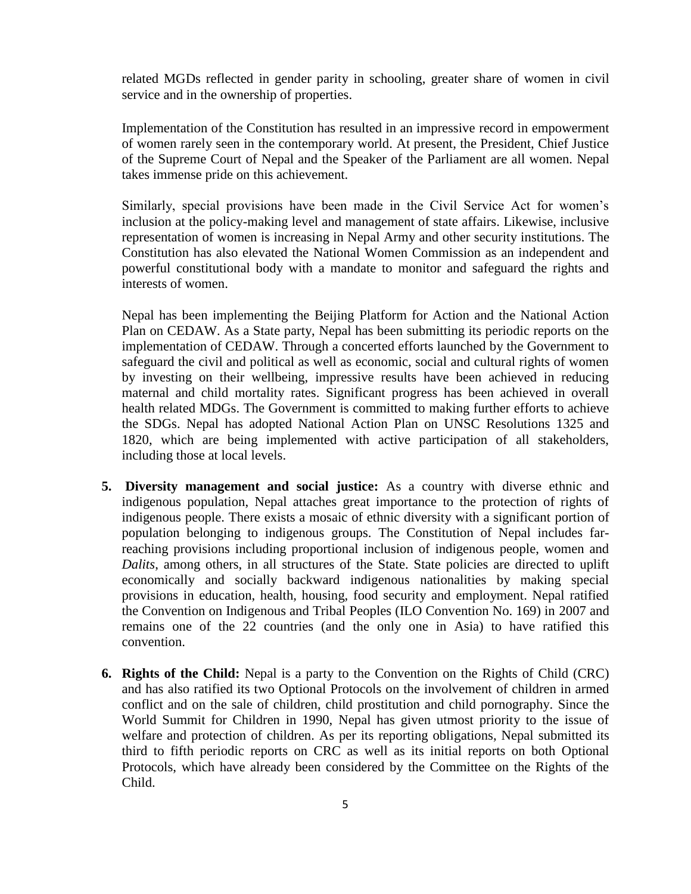related MGDs reflected in gender parity in schooling, greater share of women in civil service and in the ownership of properties.

Implementation of the Constitution has resulted in an impressive record in empowerment of women rarely seen in the contemporary world. At present, the President, Chief Justice of the Supreme Court of Nepal and the Speaker of the Parliament are all women. Nepal takes immense pride on this achievement.

Similarly, special provisions have been made in the Civil Service Act for women's inclusion at the policy-making level and management of state affairs. Likewise, inclusive representation of women is increasing in Nepal Army and other security institutions. The Constitution has also elevated the National Women Commission as an independent and powerful constitutional body with a mandate to monitor and safeguard the rights and interests of women.

Nepal has been implementing the Beijing Platform for Action and the National Action Plan on CEDAW. As a State party, Nepal has been submitting its periodic reports on the implementation of CEDAW. Through a concerted efforts launched by the Government to safeguard the civil and political as well as economic, social and cultural rights of women by investing on their wellbeing, impressive results have been achieved in reducing maternal and child mortality rates. Significant progress has been achieved in overall health related MDGs. The Government is committed to making further efforts to achieve the SDGs. Nepal has adopted National Action Plan on UNSC Resolutions 1325 and 1820, which are being implemented with active participation of all stakeholders, including those at local levels.

5. **Diversity management and social justice:** As a country with diverse ethnic and indigenous population, Nepal attaches great importance to the protection of rights of indigenous people. There exists a mosaic of ethnic diversity with a significant portion of population belonging to indigenous groups. The Constitution of Nepal includes far-reaching provisions including proportional inclusion of indigenous people, women and *Dalits*, among others, in all structures of the State. State policies are directed to uplift economically and socially backward indigenous nationalities by making special provisions in education, health, housing, food security and employment. Nepal ratified the Convention on Indigenous and Tribal Peoples (ILO Convention No. 169) in 2007 and remains one of the 22 countries (and the only one in Asia) to have ratified this convention.

6. **Rights of the Child:** Nepal is a party to the Convention on the Rights of Child (CRC) and has also ratified its two Optional Protocols on the involvement of children in armed conflict and on the sale of children, child prostitution and child pornography. Since the World Summit for Children in 1990, Nepal has given utmost priority to the issue of welfare and protection of children. As per its reporting obligations, Nepal submitted its third to fifth periodic reports on CRC as well as its initial reports on both Optional Protocols, which have already been considered by the Committee on the Rights of the Child.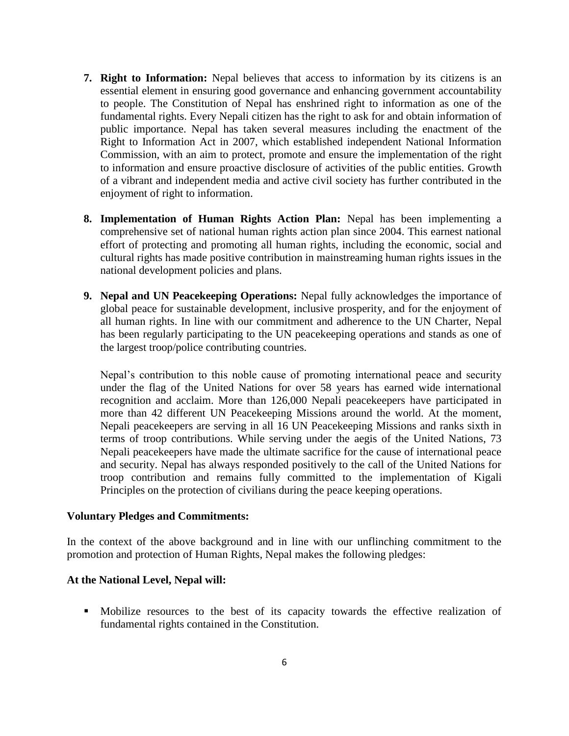7. **Right to Information:** Nepal believes that access to information by its citizens is an essential element in ensuring good governance and enhancing government accountability to people. The Constitution of Nepal has enshrined right to information as one of the fundamental rights. Every Nepali citizen has the right to ask for and obtain information of public importance. Nepal has taken several measures including the enactment of the Right to Information Act in 2007, which established independent National Information Commission, with an aim to protect, promote and ensure the implementation of the right to information and ensure proactive disclosure of activities of the public entities. Growth of a vibrant and independent media and active civil society has further contributed in the enjoyment of right to information.

8. **Implementation of Human Rights Action Plan:** Nepal has been implementing a comprehensive set of national human rights action plan since 2004. This earnest national effort of protecting and promoting all human rights, including the economic, social and cultural rights has made positive contribution in mainstreaming human rights issues in the national development policies and plans.

9. **Nepal and UN Peacekeeping Operations:** Nepal fully acknowledges the importance of global peace for sustainable development, inclusive prosperity, and for the enjoyment of all human rights. In line with our commitment and adherence to the UN Charter, Nepal has been regularly participating to the UN peacekeeping operations and stands as one of the largest troop/police contributing countries.

   Nepal's contribution to this noble cause of promoting international peace and security under the flag of the United Nations for over 58 years has earned wide international recognition and acclaim. More than 126,000 Nepali peacekeepers have participated in more than 42 different UN Peacekeeping Missions around the world. At the moment, Nepali peacekeepers are serving in all 16 UN Peacekeeping Missions and ranks sixth in terms of troop contributions. While serving under the aegis of the United Nations, 73 Nepali peacekeepers have made the ultimate sacrifice for the cause of international peace and security. Nepal has always responded positively to the call of the United Nations for troop contribution and remains fully committed to the implementation of Kigali Principles on the protection of civilians during the peace keeping operations.

**Voluntary Pledges and Commitments:**

In the context of the above background and in line with our unflinching commitment to the promotion and protection of Human Rights, Nepal makes the following pledges:

**At the National Level, Nepal will:**

- Mobilize resources to the best of its capacity towards the effective realization of fundamental rights contained in the Constitution.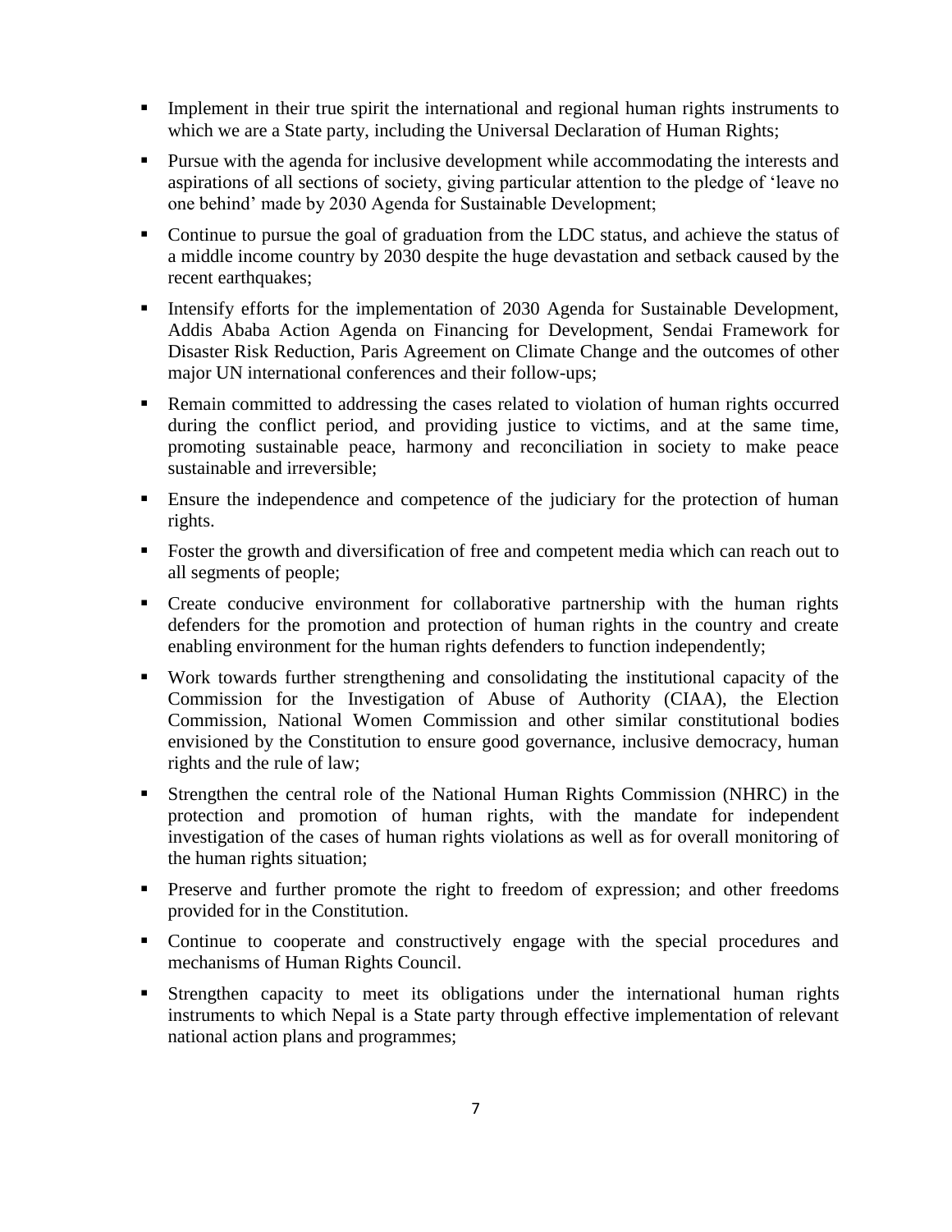- Implement in their true spirit the international and regional human rights instruments to which we are a State party, including the Universal Declaration of Human Rights;
- Pursue with the agenda for inclusive development while accommodating the interests and aspirations of all sections of society, giving particular attention to the pledge of 'leave no one behind' made by 2030 Agenda for Sustainable Development;
- Continue to pursue the goal of graduation from the LDC status, and achieve the status of a middle income country by 2030 despite the huge devastation and setback caused by the recent earthquakes;
- Intensify efforts for the implementation of 2030 Agenda for Sustainable Development, Addis Ababa Action Agenda on Financing for Development, Sendai Framework for Disaster Risk Reduction, Paris Agreement on Climate Change and the outcomes of other major UN international conferences and their follow-ups;
- Remain committed to addressing the cases related to violation of human rights occurred during the conflict period, and providing justice to victims, and at the same time, promoting sustainable peace, harmony and reconciliation in society to make peace sustainable and irreversible;
- Ensure the independence and competence of the judiciary for the protection of human rights.
- Foster the growth and diversification of free and competent media which can reach out to all segments of people;
- Create conducive environment for collaborative partnership with the human rights defenders for the promotion and protection of human rights in the country and create enabling environment for the human rights defenders to function independently;
- Work towards further strengthening and consolidating the institutional capacity of the Commission for the Investigation of Abuse of Authority (CIAA), the Election Commission, National Women Commission and other similar constitutional bodies envisioned by the Constitution to ensure good governance, inclusive democracy, human rights and the rule of law;
- Strengthen the central role of the National Human Rights Commission (NHRC) in the protection and promotion of human rights, with the mandate for independent investigation of the cases of human rights violations as well as for overall monitoring of the human rights situation;
- Preserve and further promote the right to freedom of expression; and other freedoms provided for in the Constitution.
- Continue to cooperate and constructively engage with the special procedures and mechanisms of Human Rights Council.
- Strengthen capacity to meet its obligations under the international human rights instruments to which Nepal is a State party through effective implementation of relevant national action plans and programmes;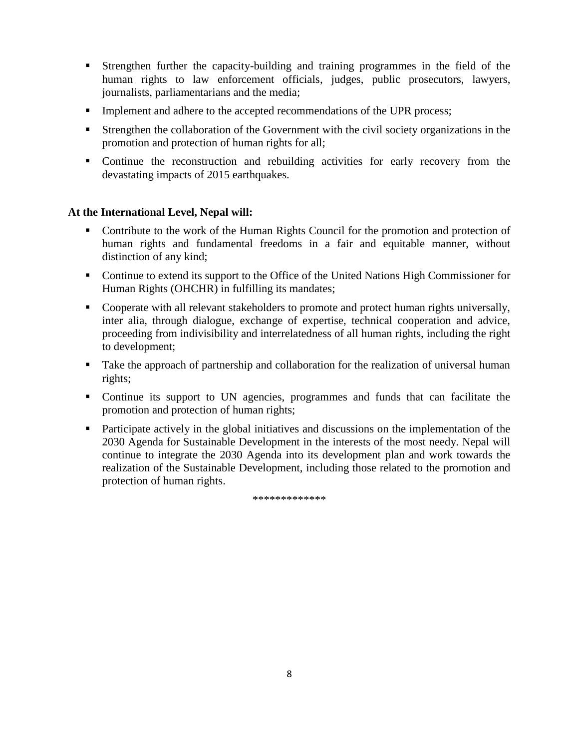- Strengthen further the capacity-building and training programmes in the field of the human rights to law enforcement officials, judges, public prosecutors, lawyers, journalists, parliamentarians and the media;
- Implement and adhere to the accepted recommendations of the UPR process;
- Strengthen the collaboration of the Government with the civil society organizations in the promotion and protection of human rights for all;
- Continue the reconstruction and rebuilding activities for early recovery from the devastating impacts of 2015 earthquakes.

**At the International Level, Nepal will:**

- Contribute to the work of the Human Rights Council for the promotion and protection of human rights and fundamental freedoms in a fair and equitable manner, without distinction of any kind;
- Continue to extend its support to the Office of the United Nations High Commissioner for Human Rights (OHCHR) in fulfilling its mandates;
- Cooperate with all relevant stakeholders to promote and protect human rights universally, inter alia, through dialogue, exchange of expertise, technical cooperation and advice, proceeding from indivisibility and interrelatedness of all human rights, including the right to development;
- Take the approach of partnership and collaboration for the realization of universal human rights;
- Continue its support to UN agencies, programmes and funds that can facilitate the promotion and protection of human rights;
- Participate actively in the global initiatives and discussions on the implementation of the 2030 Agenda for Sustainable Development in the interests of the most needy. Nepal will continue to integrate the 2030 Agenda into its development plan and work towards the realization of the Sustainable Development, including those related to the promotion and protection of human rights.

*************